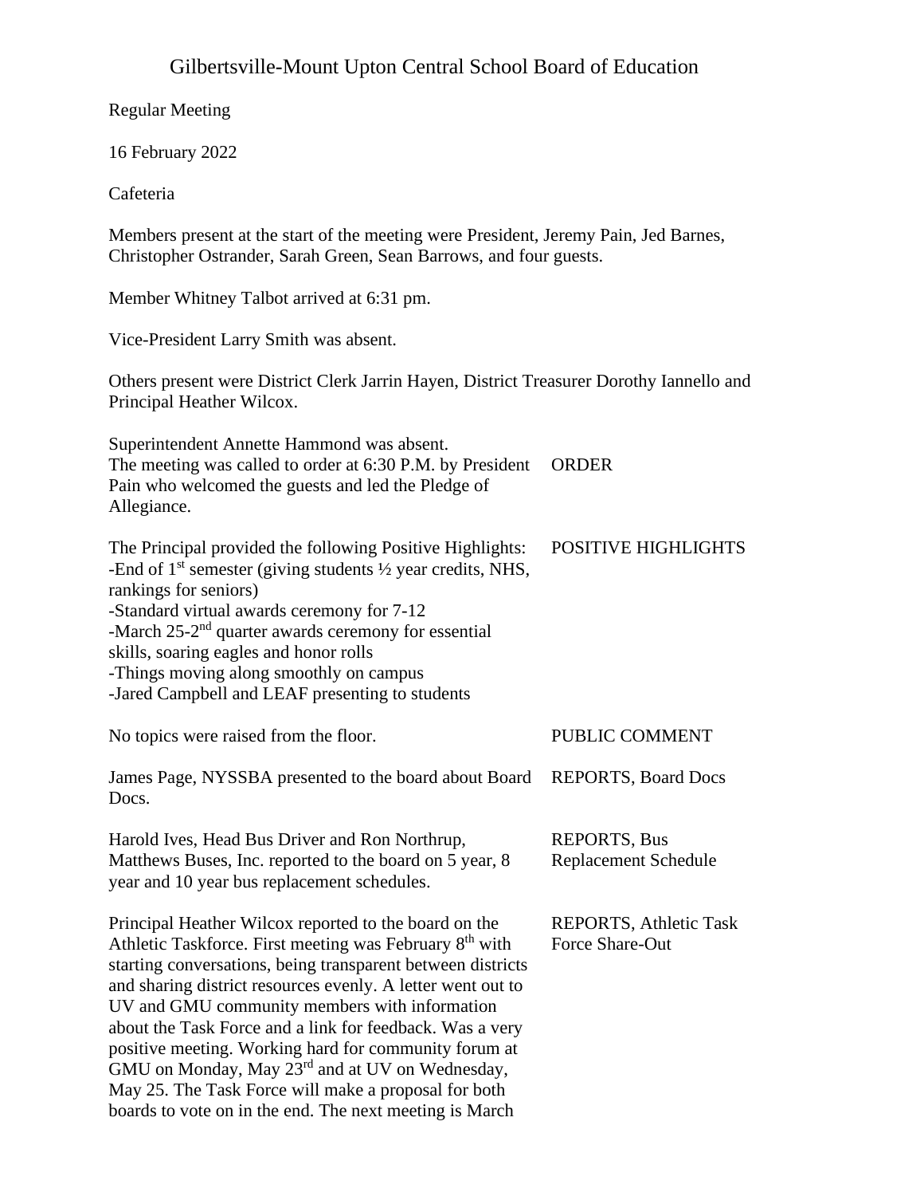# Gilbertsville-Mount Upton Central School Board of Education

Regular Meeting

16 February 2022

Cafeteria

Members present at the start of the meeting were President, Jeremy Pain, Jed Barnes, Christopher Ostrander, Sarah Green, Sean Barrows, and four guests.

Member Whitney Talbot arrived at 6:31 pm.

Vice-President Larry Smith was absent.

Others present were District Clerk Jarrin Hayen, District Treasurer Dorothy Iannello and Principal Heather Wilcox.

Superintendent Annette Hammond was absent.

| | |
|---|---|
| The meeting was called to order at 6:30 P.M. by President Pain who welcomed the guests and led the Pledge of Allegiance. | ORDER |
| The Principal provided the following Positive Highlights:<br>-End of 1st semester (giving students ½ year credits, NHS, rankings for seniors)<br>-Standard virtual awards ceremony for 7-12<br>-March 25-2nd quarter awards ceremony for essential skills, soaring eagles and honor rolls<br>-Things moving along smoothly on campus<br>-Jared Campbell and LEAF presenting to students | POSITIVE HIGHLIGHTS |
| No topics were raised from the floor. | PUBLIC COMMENT |
| James Page, NYSSBA presented to the board about Board Docs. | REPORTS, Board Docs |
| Harold Ives, Head Bus Driver and Ron Northrup, Matthews Buses, Inc. reported to the board on 5 year, 8 year and 10 year bus replacement schedules. | REPORTS, Bus Replacement Schedule |
| Principal Heather Wilcox reported to the board on the Athletic Taskforce. First meeting was February 8th with starting conversations, being transparent between districts and sharing district resources evenly. A letter went out to UV and GMU community members with information about the Task Force and a link for feedback. Was a very positive meeting. Working hard for community forum at GMU on Monday, May 23rd and at UV on Wednesday, May 25. The Task Force will make a proposal for both boards to vote on in the end. The next meeting is March | REPORTS, Athletic Task Force Share-Out |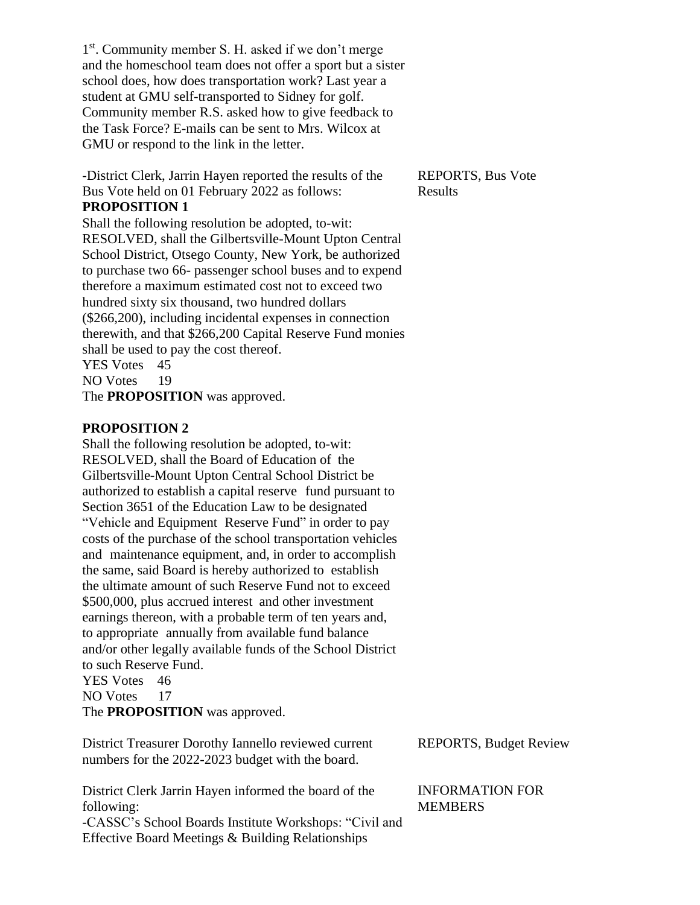1[st]. Community member S. H. asked if we don't merge and the homeschool team does not offer a sport but a sister school does, how does transportation work? Last year a student at GMU self-transported to Sidney for golf. Community member R.S. asked how to give feedback to the Task Force? E-mails can be sent to Mrs. Wilcox at GMU or respond to the link in the letter.

REPORTS, Bus Vote Results

-District Clerk, Jarrin Hayen reported the results of the Bus Vote held on 01 February 2022 as follows:

**PROPOSITION 1**

Shall the following resolution be adopted, to-wit: RESOLVED, shall the Gilbertsville-Mount Upton Central School District, Otsego County, New York, be authorized to purchase two 66- passenger school buses and to expend therefore a maximum estimated cost not to exceed two hundred sixty six thousand, two hundred dollars ($266,200), including incidental expenses in connection therewith, and that $266,200 Capital Reserve Fund monies shall be used to pay the cost thereof.

YES Votes 45
NO Votes 19

The **PROPOSITION** was approved.

**PROPOSITION 2**

Shall the following resolution be adopted, to-wit: RESOLVED, shall the Board of Education of the Gilbertsville-Mount Upton Central School District be authorized to establish a capital reserve fund pursuant to Section 3651 of the Education Law to be designated "Vehicle and Equipment Reserve Fund" in order to pay costs of the purchase of the school transportation vehicles and maintenance equipment, and, in order to accomplish the same, said Board is hereby authorized to establish the ultimate amount of such Reserve Fund not to exceed $500,000, plus accrued interest and other investment earnings thereon, with a probable term of ten years and, to appropriate annually from available fund balance and/or other legally available funds of the School District to such Reserve Fund.

YES Votes 46
NO Votes 17

The **PROPOSITION** was approved.

REPORTS, Budget Review

District Treasurer Dorothy Iannello reviewed current numbers for the 2022-2023 budget with the board.

INFORMATION FOR MEMBERS

District Clerk Jarrin Hayen informed the board of the following:

-CASSC's School Boards Institute Workshops: "Civil and Effective Board Meetings & Building Relationships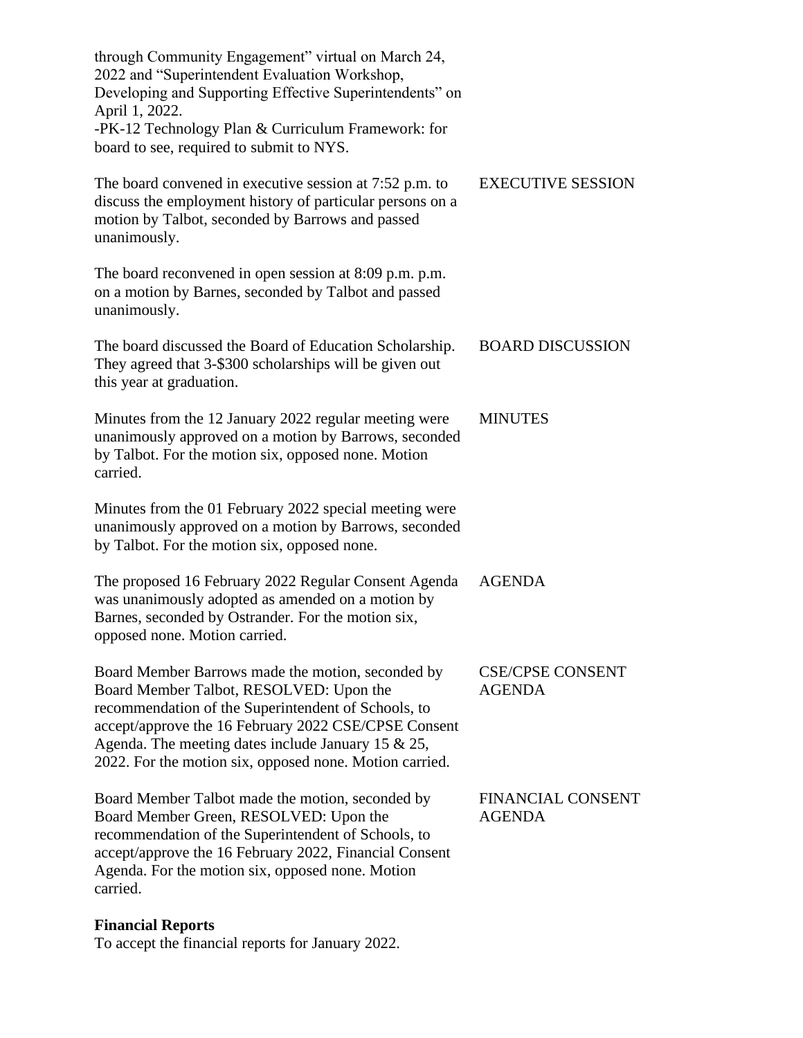through Community Engagement" virtual on March 24, 2022 and "Superintendent Evaluation Workshop, Developing and Supporting Effective Superintendents" on April 1, 2022.
-PK-12 Technology Plan & Curriculum Framework: for board to see, required to submit to NYS.

EXECUTIVE SESSION

The board convened in executive session at 7:52 p.m. to discuss the employment history of particular persons on a motion by Talbot, seconded by Barrows and passed unanimously.

The board reconvened in open session at 8:09 p.m. p.m. on a motion by Barnes, seconded by Talbot and passed unanimously.

BOARD DISCUSSION

The board discussed the Board of Education Scholarship. They agreed that 3-$300 scholarships will be given out this year at graduation.

MINUTES

Minutes from the 12 January 2022 regular meeting were unanimously approved on a motion by Barrows, seconded by Talbot. For the motion six, opposed none. Motion carried.

Minutes from the 01 February 2022 special meeting were unanimously approved on a motion by Barrows, seconded by Talbot. For the motion six, opposed none.

AGENDA

The proposed 16 February 2022 Regular Consent Agenda was unanimously adopted as amended on a motion by Barnes, seconded by Ostrander. For the motion six, opposed none. Motion carried.

CSE/CPSE CONSENT AGENDA

Board Member Barrows made the motion, seconded by Board Member Talbot, RESOLVED: Upon the recommendation of the Superintendent of Schools, to accept/approve the 16 February 2022 CSE/CPSE Consent Agenda. The meeting dates include January 15 & 25, 2022. For the motion six, opposed none. Motion carried.

FINANCIAL CONSENT AGENDA

Board Member Talbot made the motion, seconded by Board Member Green, RESOLVED: Upon the recommendation of the Superintendent of Schools, to accept/approve the 16 February 2022, Financial Consent Agenda. For the motion six, opposed none. Motion carried.

**Financial Reports**
To accept the financial reports for January 2022.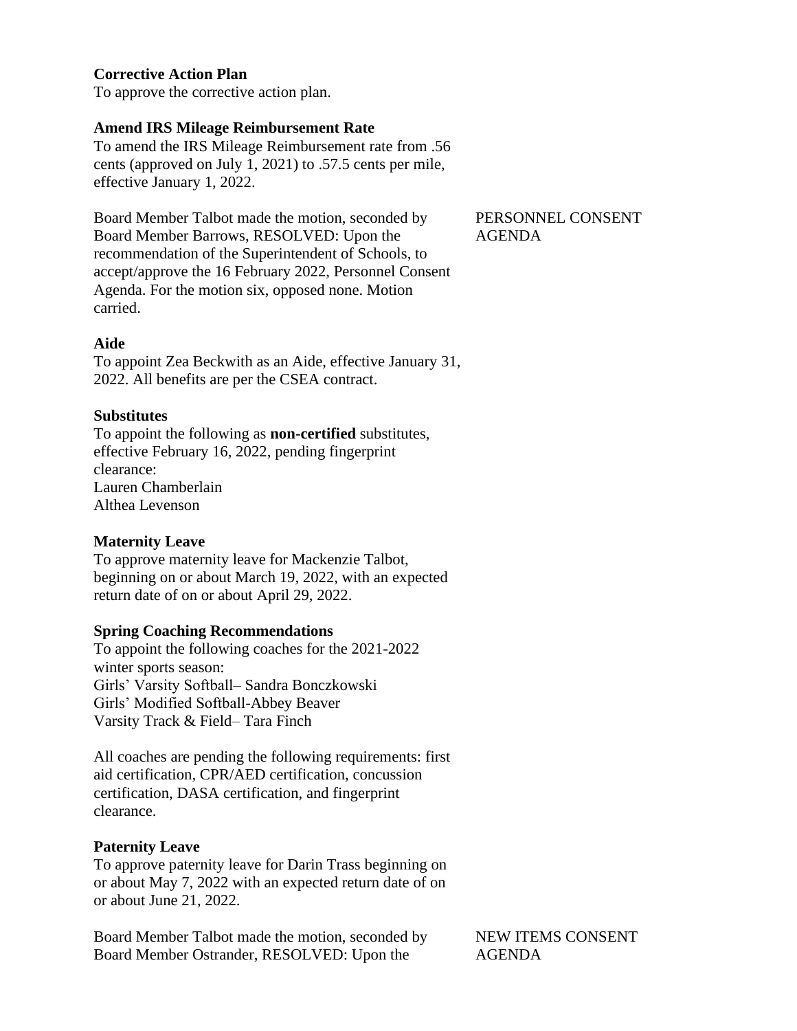**Corrective Action Plan**
To approve the corrective action plan.

**Amend IRS Mileage Reimbursement Rate**
To amend the IRS Mileage Reimbursement rate from .56 cents (approved on July 1, 2021) to .57.5 cents per mile, effective January 1, 2022.

PERSONNEL CONSENT AGENDA

Board Member Talbot made the motion, seconded by Board Member Barrows, RESOLVED: Upon the recommendation of the Superintendent of Schools, to accept/approve the 16 February 2022, Personnel Consent Agenda. For the motion six, opposed none. Motion carried.

**Aide**
To appoint Zea Beckwith as an Aide, effective January 31, 2022. All benefits are per the CSEA contract.

**Substitutes**
To appoint the following as **non-certified** substitutes, effective February 16, 2022, pending fingerprint clearance:
Lauren Chamberlain
Althea Levenson

**Maternity Leave**
To approve maternity leave for Mackenzie Talbot, beginning on or about March 19, 2022, with an expected return date of on or about April 29, 2022.

**Spring Coaching Recommendations**
To appoint the following coaches for the 2021-2022 winter sports season:
Girls' Varsity Softball– Sandra Bonczkowski
Girls' Modified Softball-Abbey Beaver
Varsity Track & Field– Tara Finch

All coaches are pending the following requirements: first aid certification, CPR/AED certification, concussion certification, DASA certification, and fingerprint clearance.

**Paternity Leave**
To approve paternity leave for Darin Trass beginning on or about May 7, 2022 with an expected return date of on or about June 21, 2022.

NEW ITEMS CONSENT AGENDA

Board Member Talbot made the motion, seconded by Board Member Ostrander, RESOLVED: Upon the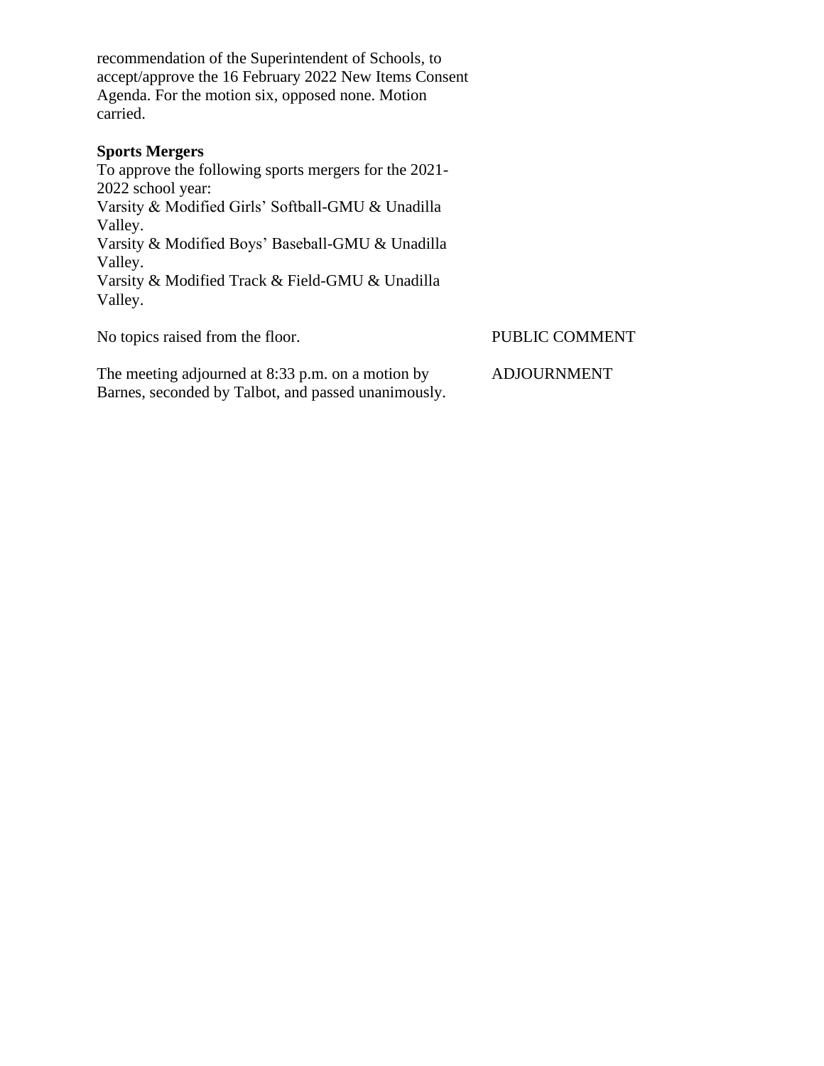recommendation of the Superintendent of Schools, to accept/approve the 16 February 2022 New Items Consent Agenda. For the motion six, opposed none. Motion carried.

**Sports Mergers**

To approve the following sports mergers for the 2021-2022 school year:
Varsity & Modified Girls' Softball-GMU & Unadilla Valley.
Varsity & Modified Boys' Baseball-GMU & Unadilla Valley.
Varsity & Modified Track & Field-GMU & Unadilla Valley.

PUBLIC COMMENT

No topics raised from the floor.

ADJOURNMENT

The meeting adjourned at 8:33 p.m. on a motion by Barnes, seconded by Talbot, and passed unanimously.